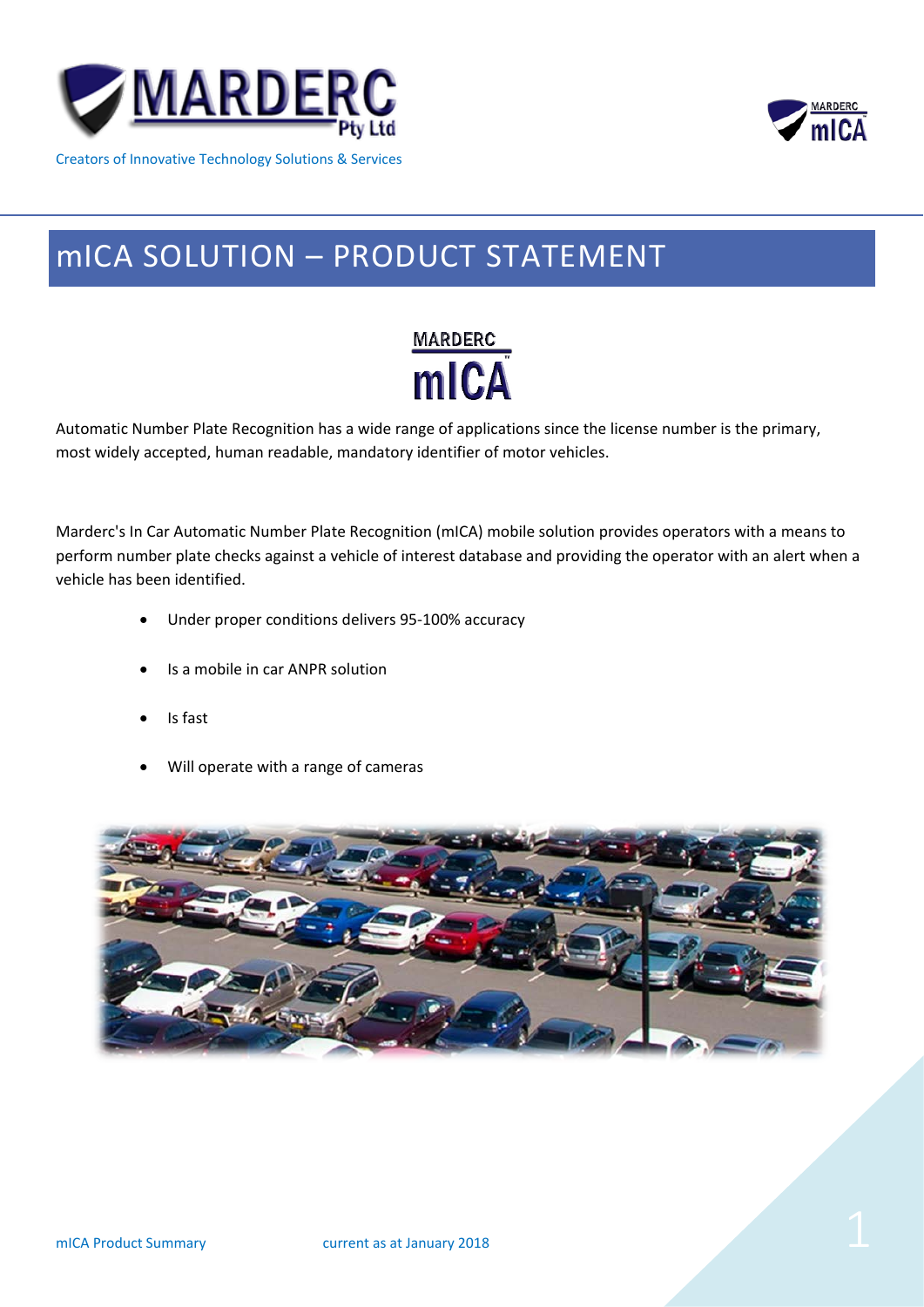MARDERC Pty Ltd

Creators of Innovative Technology Solutions & Services

# mICA SOLUTION – PRODUCT STATEMENT

Automatic Number Plate Recognition has a wide range of applications since the license number is the primary, most widely accepted, human readable, mandatory identifier of motor vehicles.

Marderc's In Car Automatic Number Plate Recognition (mICA) mobile solution provides operators with a means to perform number plate checks against a vehicle of interest database and providing the operator with an alert when a vehicle has been identified.

- Under proper conditions delivers 95-100% accuracy
- Is a mobile in car ANPR solution
- Is fast
- Will operate with a range of cameras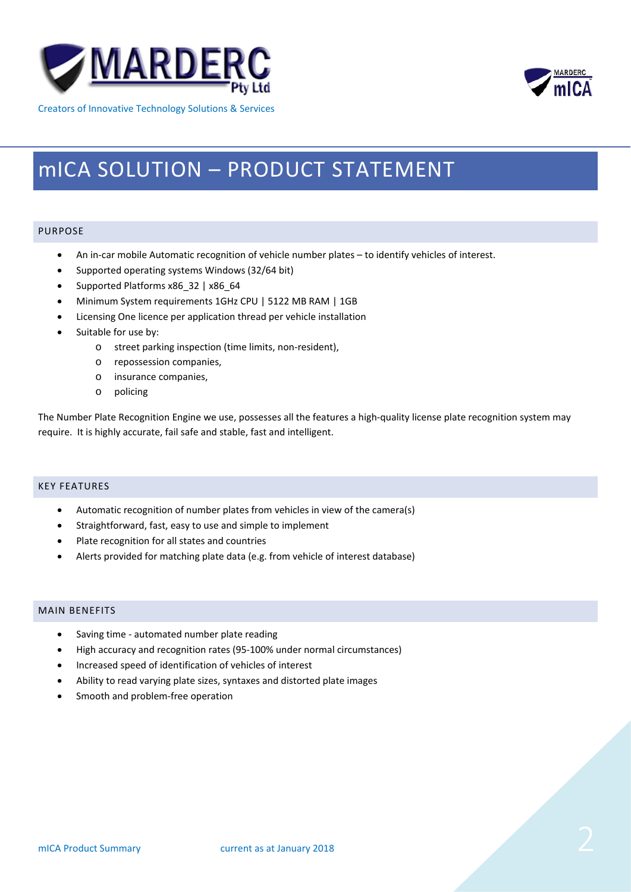Creators of Innovative Technology Solutions & Services

# mICA SOLUTION – PRODUCT STATEMENT

## PURPOSE

- An in-car mobile Automatic recognition of vehicle number plates – to identify vehicles of interest.
- Supported operating systems Windows (32/64 bit)
- Supported Platforms x86_32 | x86_64
- Minimum System requirements 1GHz CPU | 5122 MB RAM | 1GB
- Licensing One licence per application thread per vehicle installation
- Suitable for use by:
  - street parking inspection (time limits, non-resident),
  - repossession companies,
  - insurance companies,
  - policing

The Number Plate Recognition Engine we use, possesses all the features a high-quality license plate recognition system may require. It is highly accurate, fail safe and stable, fast and intelligent.

## KEY FEATURES

- Automatic recognition of number plates from vehicles in view of the camera(s)
- Straightforward, fast, easy to use and simple to implement
- Plate recognition for all states and countries
- Alerts provided for matching plate data (e.g. from vehicle of interest database)

## MAIN BENEFITS

- Saving time - automated number plate reading
- High accuracy and recognition rates (95-100% under normal circumstances)
- Increased speed of identification of vehicles of interest
- Ability to read varying plate sizes, syntaxes and distorted plate images
- Smooth and problem-free operation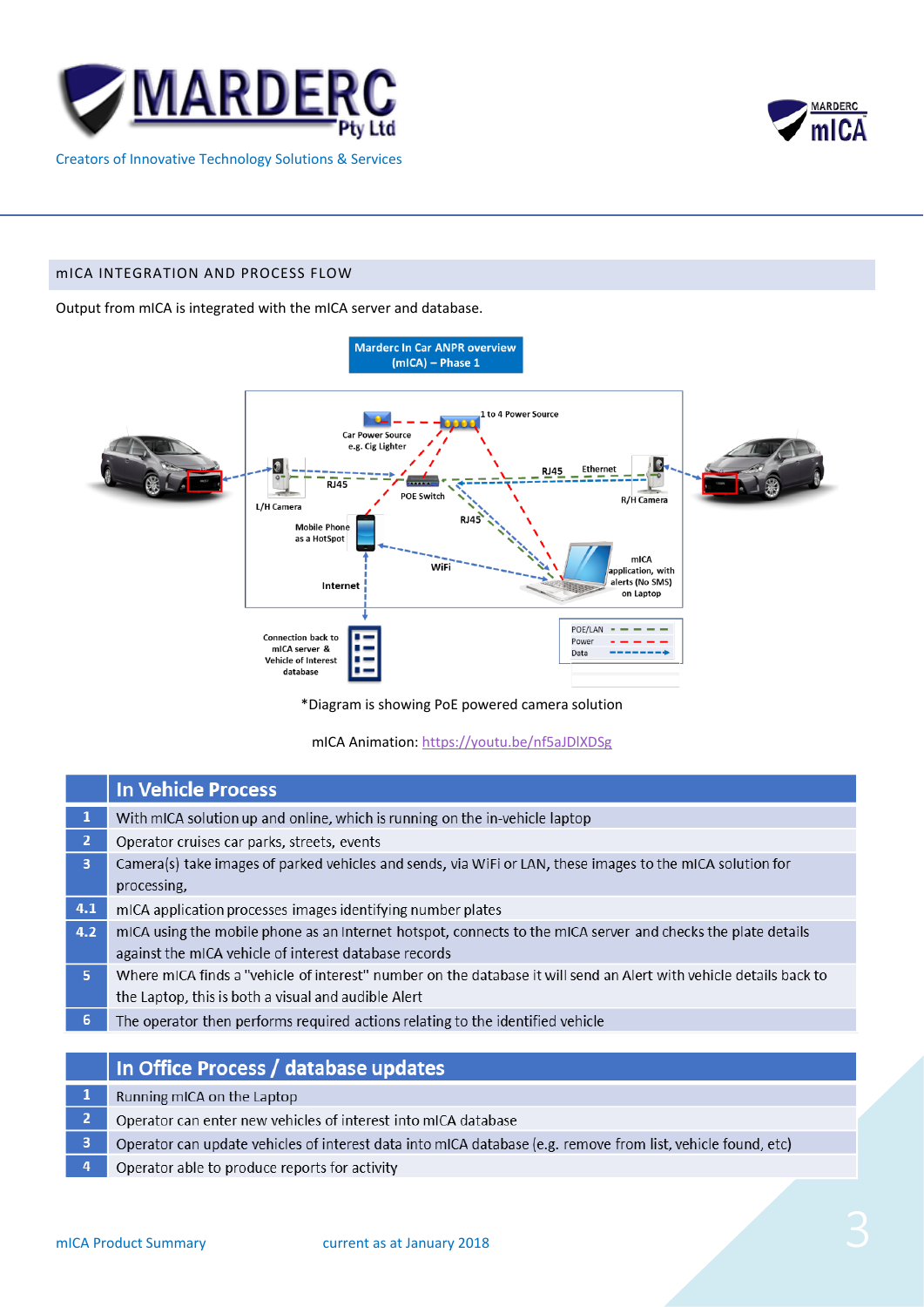## mICA INTEGRATION AND PROCESS FLOW

Output from mICA is integrated with the mICA server and database.

*Diagram is showing PoE powered camera solution

mICA Animation: https://youtu.be/nf5aJDlXDSg

| | In Vehicle Process |
|---|---|
| 1 | With mICA solution up and online, which is running on the in-vehicle laptop |
| 2 | Operator cruises car parks, streets, events |
| 3 | Camera(s) take images of parked vehicles and sends, via WiFi or LAN, these images to the mICA solution for processing, |
| 4.1 | mICA application processes images identifying number plates |
| 4.2 | mICA using the mobile phone as an Internet hotspot, connects to the mICA server and checks the plate details against the mICA vehicle of interest database records |
| 5 | Where mICA finds a "vehicle of interest" number on the database it will send an Alert with vehicle details back to the Laptop, this is both a visual and audible Alert |
| 6 | The operator then performs required actions relating to the identified vehicle |

| | In Office Process / database updates |
|---|---|
| 1 | Running mICA on the Laptop |
| 2 | Operator can enter new vehicles of interest into mICA database |
| 3 | Operator can update vehicles of interest data into mICA database (e.g. remove from list, vehicle found, etc) |
| 4 | Operator able to produce reports for activity |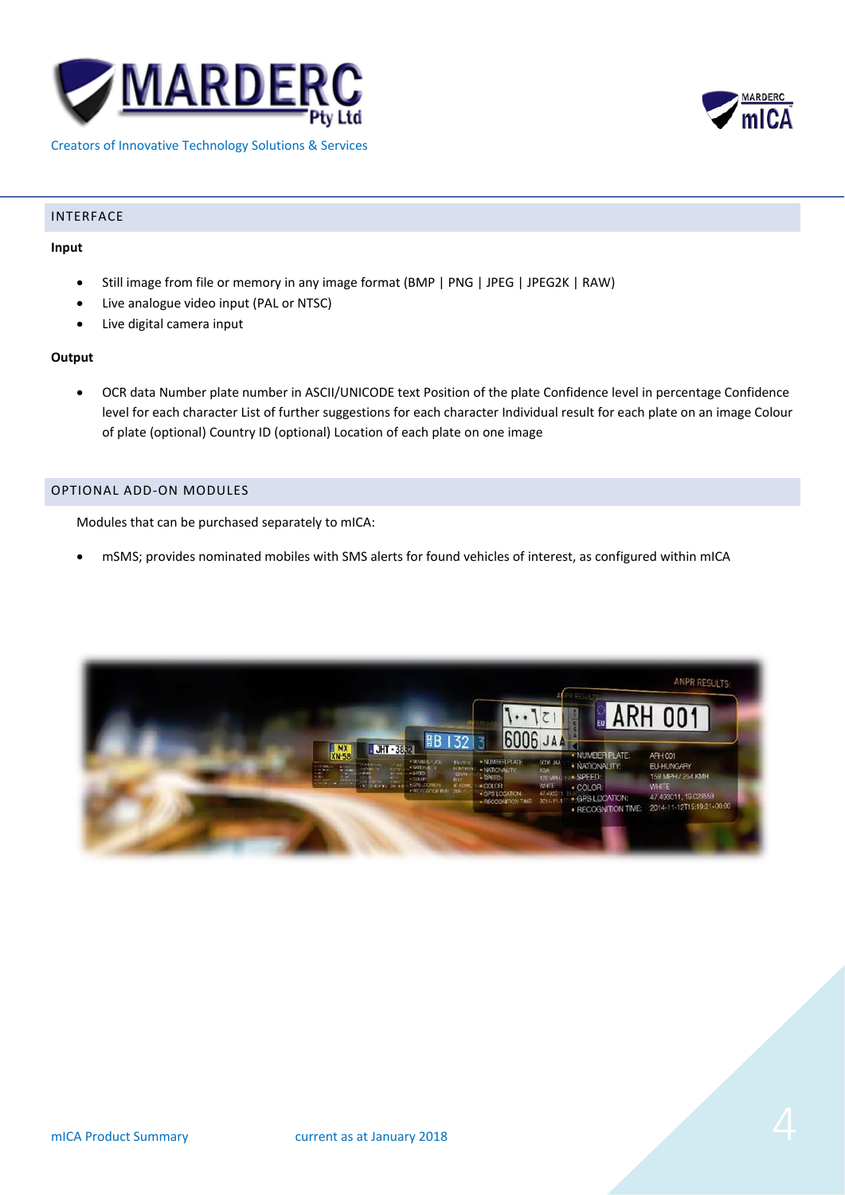## INTERFACE

**Input**

- Still image from file or memory in any image format (BMP | PNG | JPEG | JPEG2K | RAW)
- Live analogue video input (PAL or NTSC)
- Live digital camera input

**Output**

- OCR data Number plate number in ASCII/UNICODE text Position of the plate Confidence level in percentage Confidence level for each character List of further suggestions for each character Individual result for each plate on an image Colour of plate (optional) Country ID (optional) Location of each plate on one image

## OPTIONAL ADD-ON MODULES

Modules that can be purchased separately to mICA:

- mSMS; provides nominated mobiles with SMS alerts for found vehicles of interest, as configured within mICA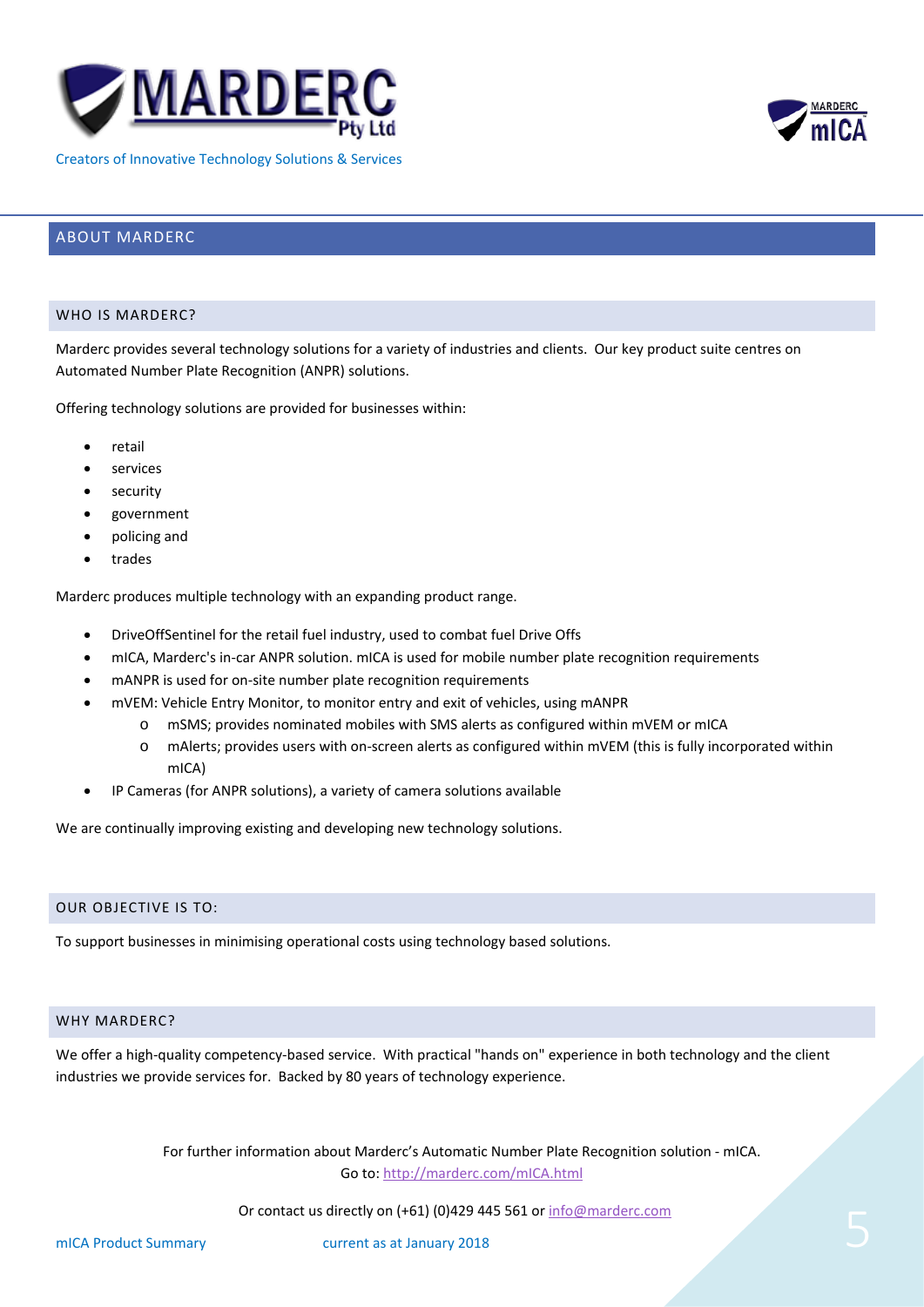MARDERC Pty Ltd

Creators of Innovative Technology Solutions & Services

## ABOUT MARDERC

### WHO IS MARDERC?

Marderc provides several technology solutions for a variety of industries and clients. Our key product suite centres on Automated Number Plate Recognition (ANPR) solutions.

Offering technology solutions are provided for businesses within:

- retail
- services
- security
- government
- policing and
- trades

Marderc produces multiple technology with an expanding product range.

- DriveOffSentinel for the retail fuel industry, used to combat fuel Drive Offs
- mICA, Marderc's in-car ANPR solution. mICA is used for mobile number plate recognition requirements
- mANPR is used for on-site number plate recognition requirements
- mVEM: Vehicle Entry Monitor, to monitor entry and exit of vehicles, using mANPR
    - mSMS; provides nominated mobiles with SMS alerts as configured within mVEM or mICA
    - mAlerts; provides users with on-screen alerts as configured within mVEM (this is fully incorporated within mICA)
- IP Cameras (for ANPR solutions), a variety of camera solutions available

We are continually improving existing and developing new technology solutions.

### OUR OBJECTIVE IS TO:

To support businesses in minimising operational costs using technology based solutions.

### WHY MARDERC?

We offer a high-quality competency-based service. With practical "hands on" experience in both technology and the client industries we provide services for. Backed by 80 years of technology experience.

For further information about Marderc's Automatic Number Plate Recognition solution - mICA.
Go to: http://marderc.com/mICA.html

Or contact us directly on (+61) (0)429 445 561 or info@marderc.com